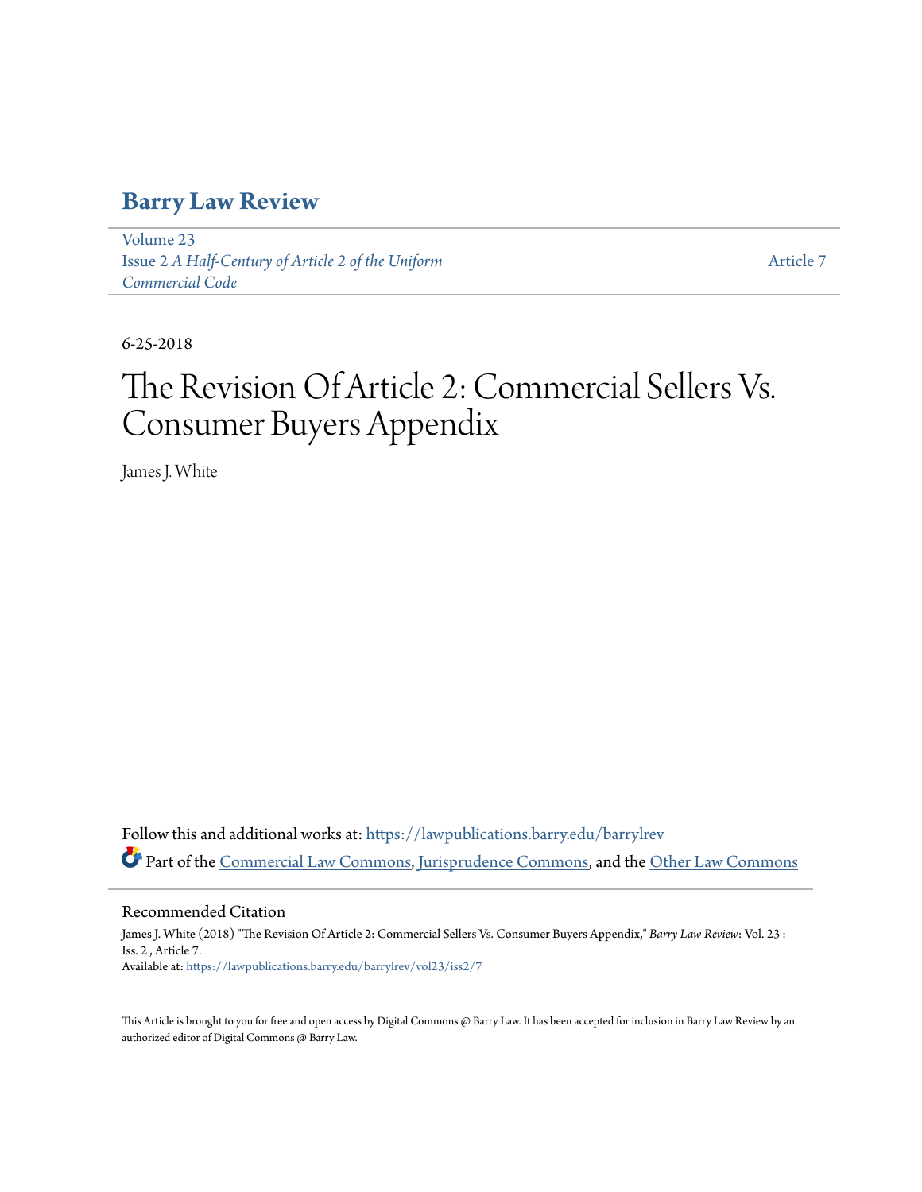# Barry Law Review

Volume 23
Issue 2 *A Half-Century of Article 2 of the Uniform Commercial Code*

Article 7

6-25-2018

# The Revision Of Article 2: Commercial Sellers Vs. Consumer Buyers Appendix

James J. White

Follow this and additional works at: https://lawpublications.barry.edu/barrylrev

Part of the Commercial Law Commons, Jurisprudence Commons, and the Other Law Commons

## Recommended Citation

James J. White (2018) "The Revision Of Article 2: Commercial Sellers Vs. Consumer Buyers Appendix," *Barry Law Review*: Vol. 23 : Iss. 2 , Article 7.
Available at: https://lawpublications.barry.edu/barrylrev/vol23/iss2/7

This Article is brought to you for free and open access by Digital Commons @ Barry Law. It has been accepted for inclusion in Barry Law Review by an authorized editor of Digital Commons @ Barry Law.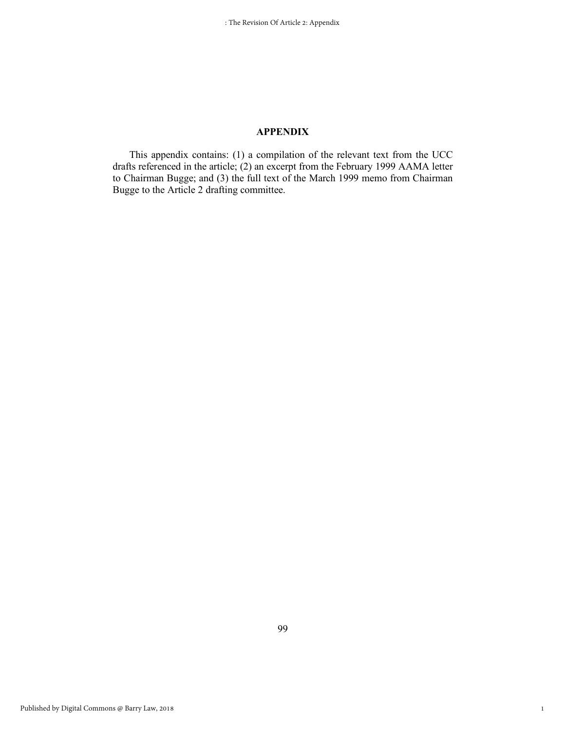# APPENDIX

This appendix contains: (1) a compilation of the relevant text from the UCC drafts referenced in the article; (2) an excerpt from the February 1999 AAMA letter to Chairman Bugge; and (3) the full text of the March 1999 memo from Chairman Bugge to the Article 2 drafting committee.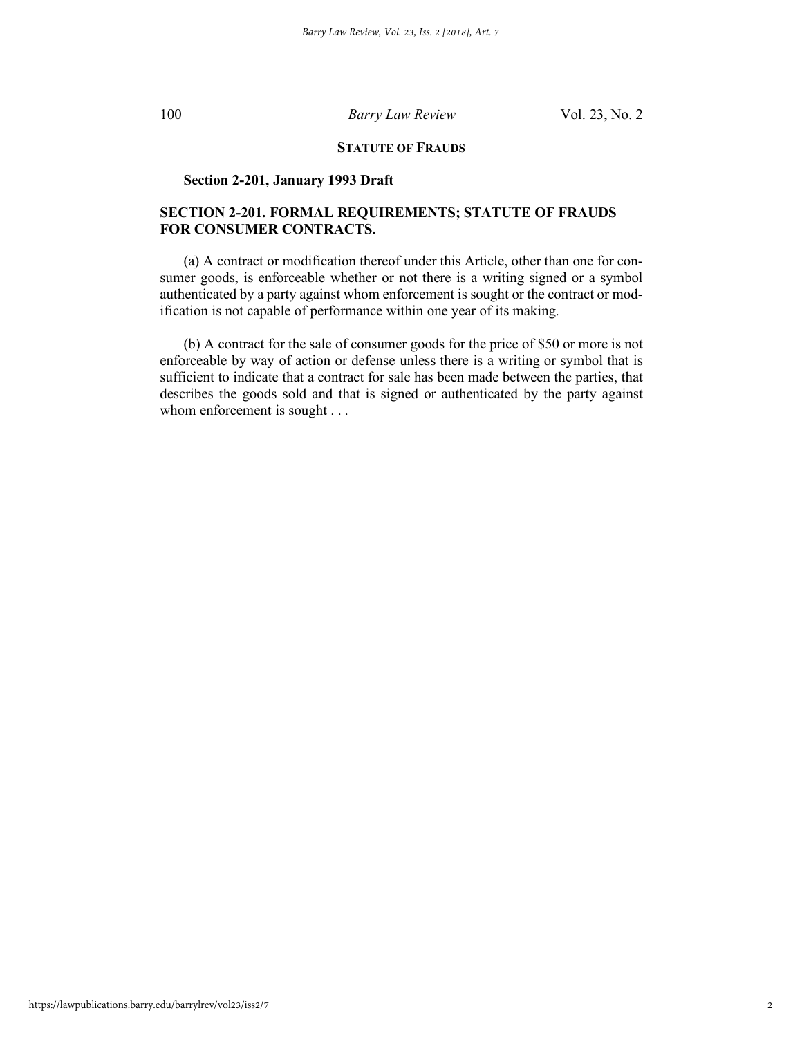## STATUTE OF FRAUDS

### Section 2-201, January 1993 Draft

### SECTION 2-201. FORMAL REQUIREMENTS; STATUTE OF FRAUDS FOR CONSUMER CONTRACTS.

(a) A contract or modification thereof under this Article, other than one for consumer goods, is enforceable whether or not there is a writing signed or a symbol authenticated by a party against whom enforcement is sought or the contract or modification is not capable of performance within one year of its making.

(b) A contract for the sale of consumer goods for the price of $50 or more is not enforceable by way of action or defense unless there is a writing or symbol that is sufficient to indicate that a contract for sale has been made between the parties, that describes the goods sold and that is signed or authenticated by the party against whom enforcement is sought . . .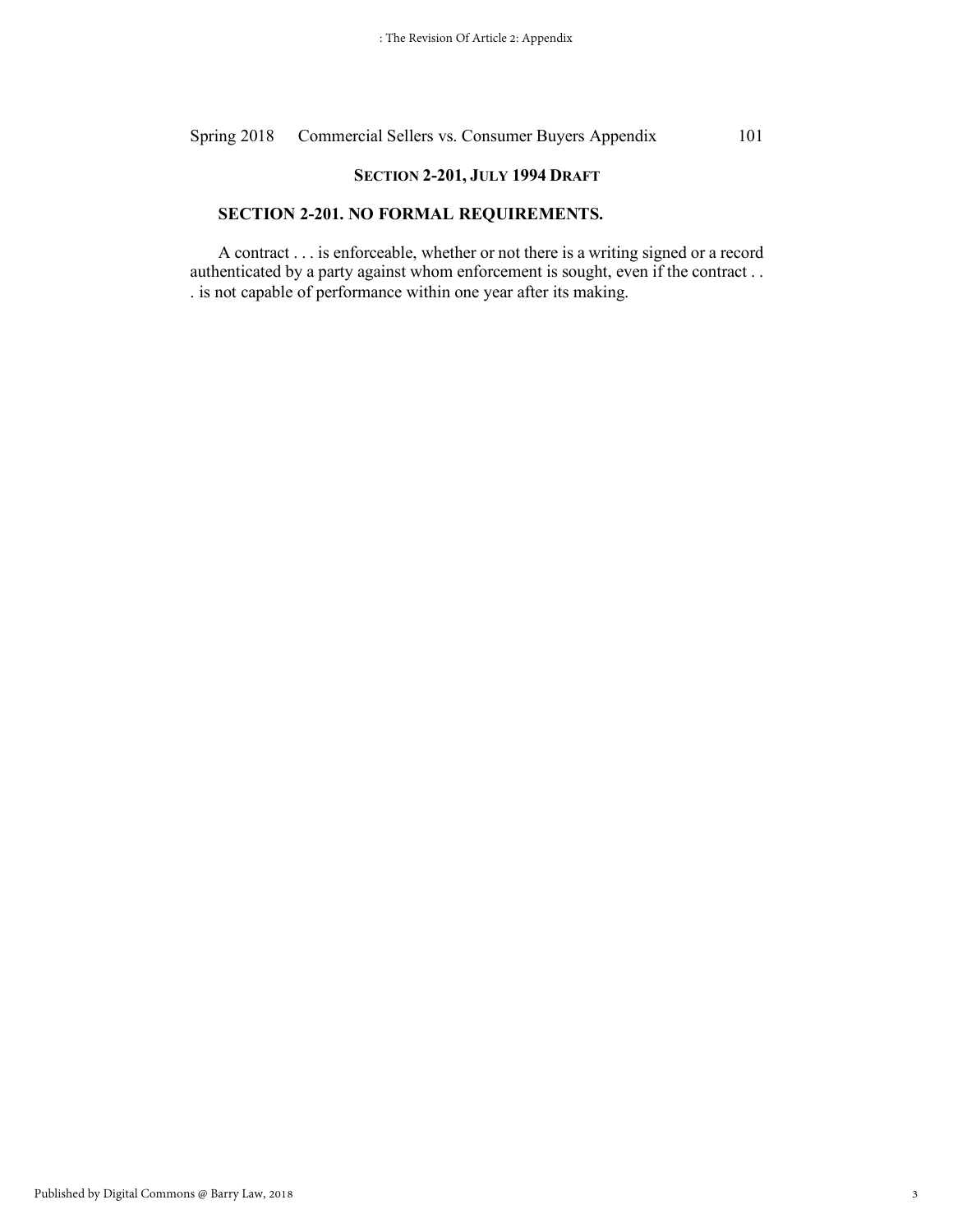### SECTION 2-201, JULY 1994 DRAFT

#### SECTION 2-201. NO FORMAL REQUIREMENTS.

A contract . . . is enforceable, whether or not there is a writing signed or a record authenticated by a party against whom enforcement is sought, even if the contract . . . is not capable of performance within one year after its making.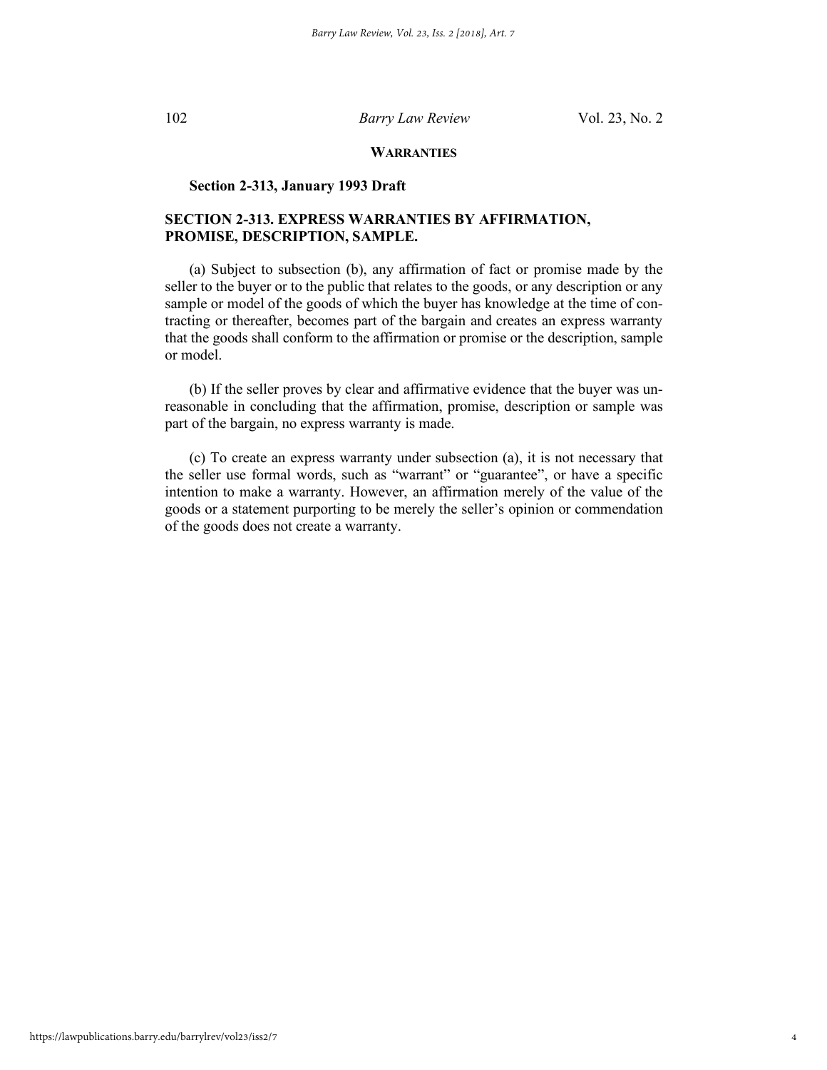## WARRANTIES

### Section 2-313, January 1993 Draft

### SECTION 2-313. EXPRESS WARRANTIES BY AFFIRMATION, PROMISE, DESCRIPTION, SAMPLE.

(a) Subject to subsection (b), any affirmation of fact or promise made by the seller to the buyer or to the public that relates to the goods, or any description or any sample or model of the goods of which the buyer has knowledge at the time of contracting or thereafter, becomes part of the bargain and creates an express warranty that the goods shall conform to the affirmation or promise or the description, sample or model.

(b) If the seller proves by clear and affirmative evidence that the buyer was unreasonable in concluding that the affirmation, promise, description or sample was part of the bargain, no express warranty is made.

(c) To create an express warranty under subsection (a), it is not necessary that the seller use formal words, such as "warrant" or "guarantee", or have a specific intention to make a warranty. However, an affirmation merely of the value of the goods or a statement purporting to be merely the seller's opinion or commendation of the goods does not create a warranty.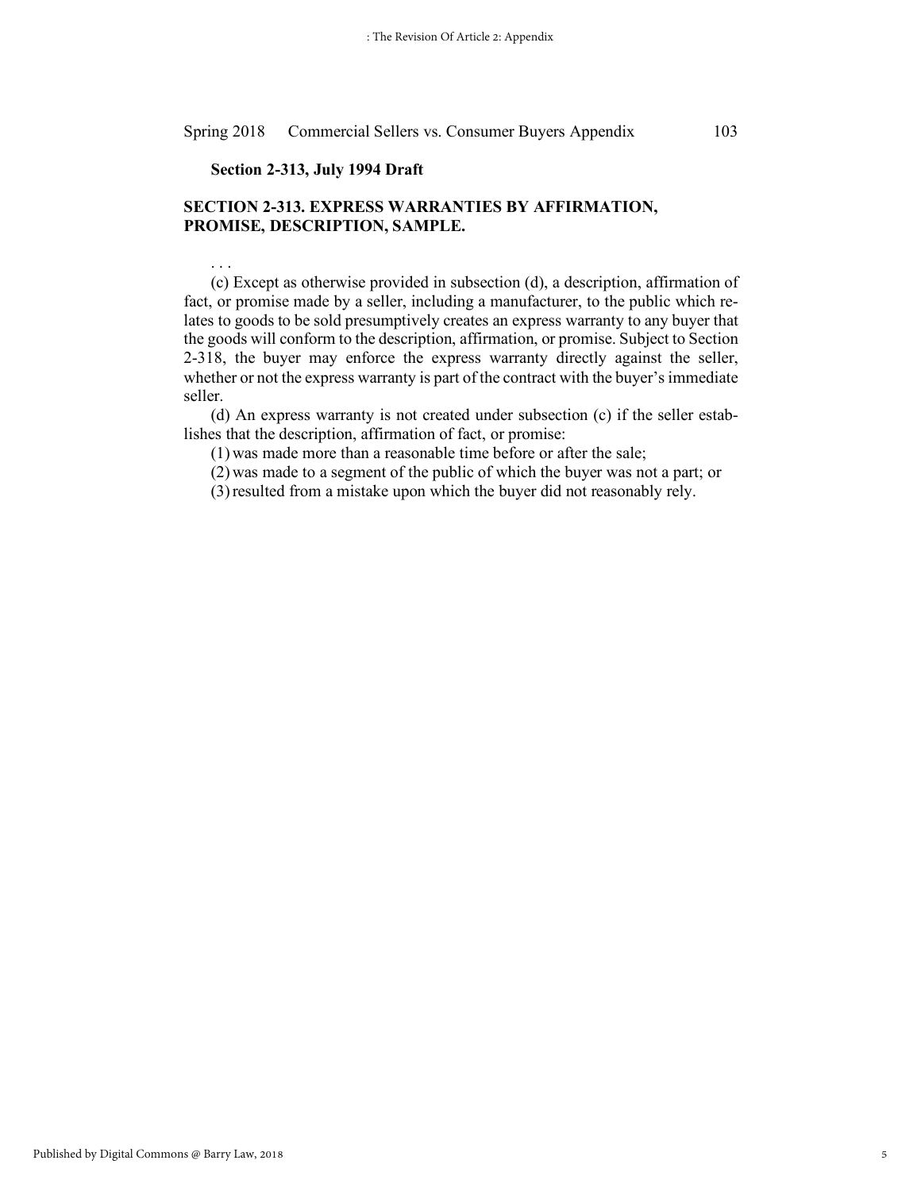**Section 2-313, July 1994 Draft**

## SECTION 2-313. EXPRESS WARRANTIES BY AFFIRMATION, PROMISE, DESCRIPTION, SAMPLE.

. . .

(c) Except as otherwise provided in subsection (d), a description, affirmation of fact, or promise made by a seller, including a manufacturer, to the public which relates to goods to be sold presumptively creates an express warranty to any buyer that the goods will conform to the description, affirmation, or promise. Subject to Section 2-318, the buyer may enforce the express warranty directly against the seller, whether or not the express warranty is part of the contract with the buyer's immediate seller.

(d) An express warranty is not created under subsection (c) if the seller establishes that the description, affirmation of fact, or promise:

(1) was made more than a reasonable time before or after the sale;

(2) was made to a segment of the public of which the buyer was not a part; or

(3) resulted from a mistake upon which the buyer did not reasonably rely.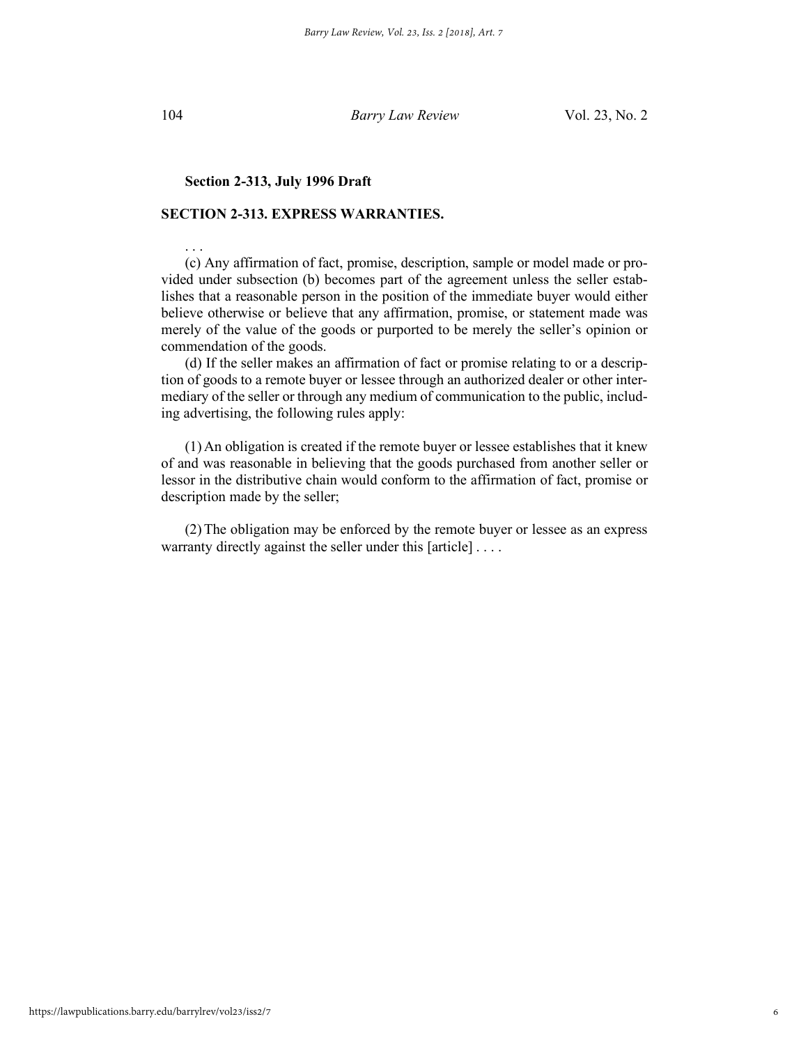**Section 2-313, July 1996 Draft**

**SECTION 2-313. EXPRESS WARRANTIES.**

. . .

(c) Any affirmation of fact, promise, description, sample or model made or provided under subsection (b) becomes part of the agreement unless the seller establishes that a reasonable person in the position of the immediate buyer would either believe otherwise or believe that any affirmation, promise, or statement made was merely of the value of the goods or purported to be merely the seller's opinion or commendation of the goods.

(d) If the seller makes an affirmation of fact or promise relating to or a description of goods to a remote buyer or lessee through an authorized dealer or other intermediary of the seller or through any medium of communication to the public, including advertising, the following rules apply:

(1) An obligation is created if the remote buyer or lessee establishes that it knew of and was reasonable in believing that the goods purchased from another seller or lessor in the distributive chain would conform to the affirmation of fact, promise or description made by the seller;

(2) The obligation may be enforced by the remote buyer or lessee as an express warranty directly against the seller under this [article] . . . .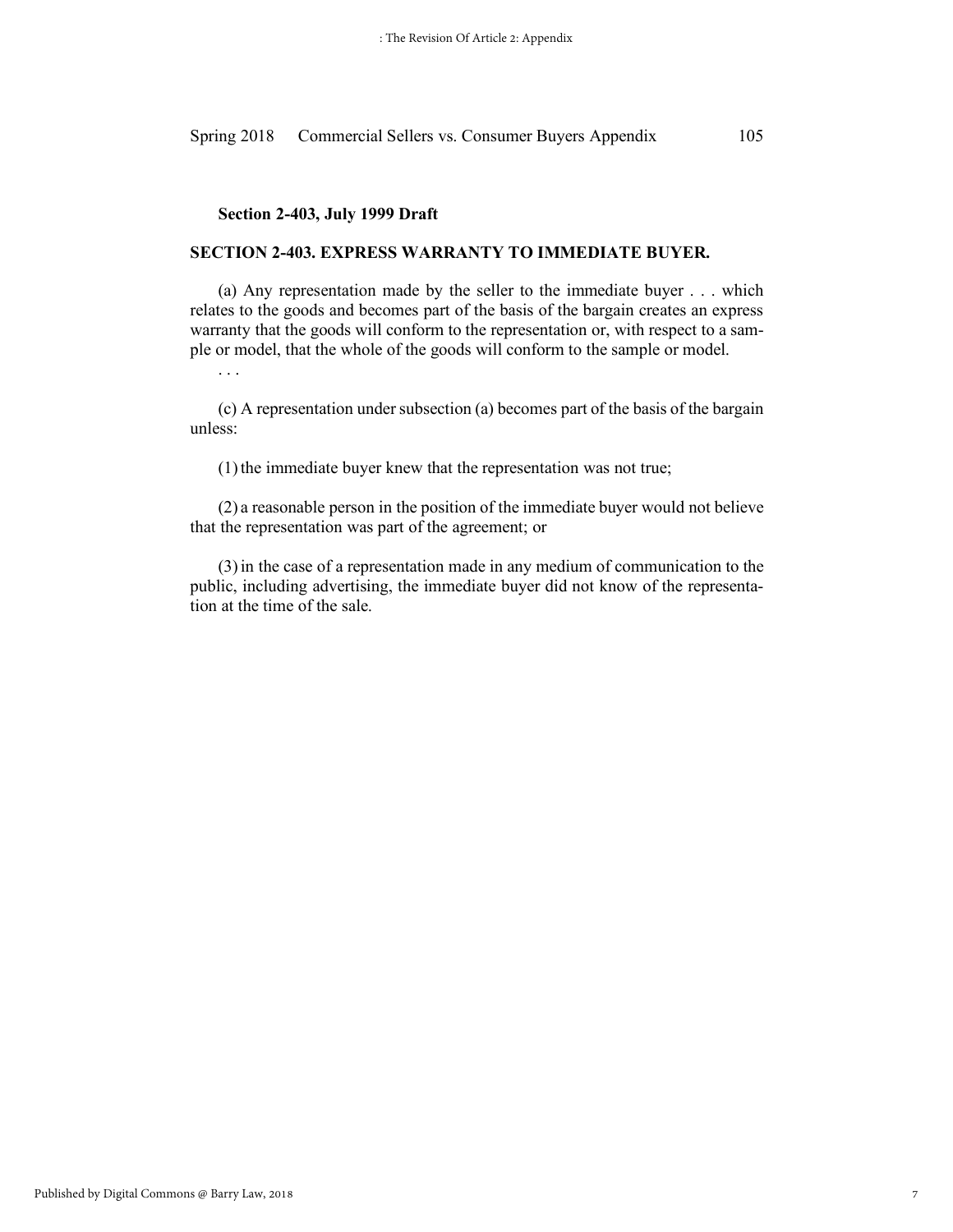**Section 2-403, July 1999 Draft**

**SECTION 2-403. EXPRESS WARRANTY TO IMMEDIATE BUYER.**

(a) Any representation made by the seller to the immediate buyer . . . which relates to the goods and becomes part of the basis of the bargain creates an express warranty that the goods will conform to the representation or, with respect to a sample or model, that the whole of the goods will conform to the sample or model.

. . .

(c) A representation under subsection (a) becomes part of the basis of the bargain unless:

(1) the immediate buyer knew that the representation was not true;

(2) a reasonable person in the position of the immediate buyer would not believe that the representation was part of the agreement; or

(3) in the case of a representation made in any medium of communication to the public, including advertising, the immediate buyer did not know of the representation at the time of the sale.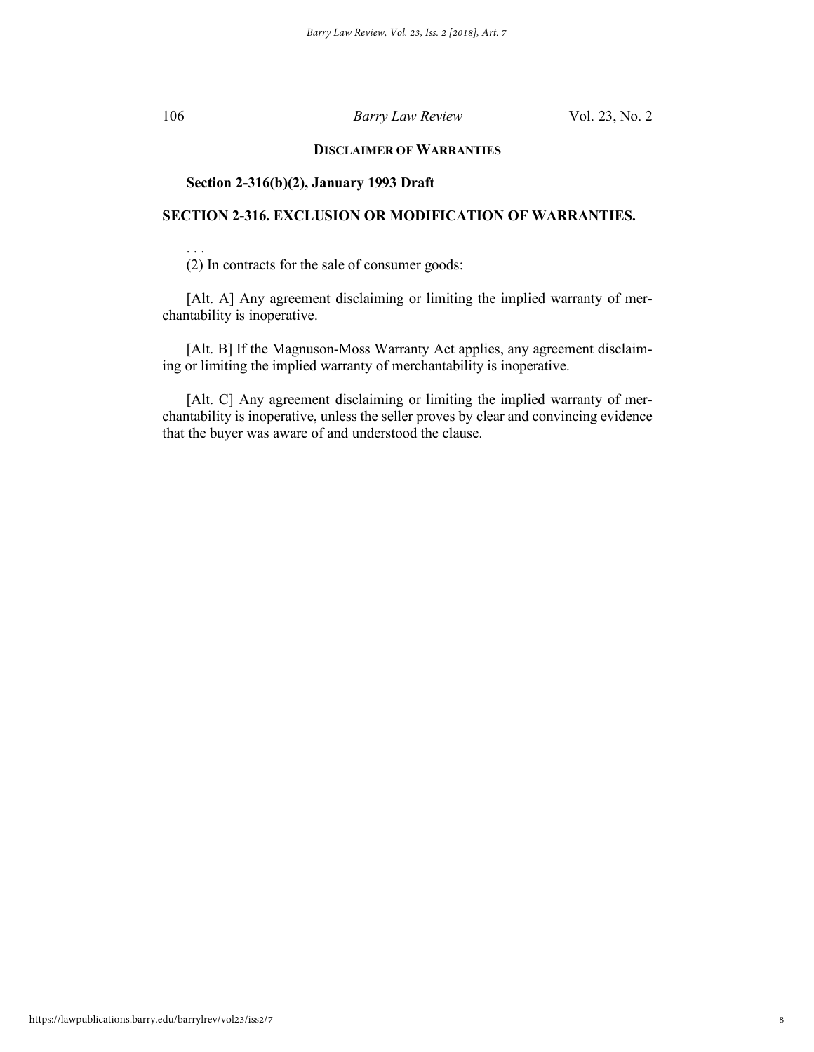**DISCLAIMER OF WARRANTIES**

**Section 2-316(b)(2), January 1993 Draft**

**SECTION 2-316. EXCLUSION OR MODIFICATION OF WARRANTIES.**

. . .

(2) In contracts for the sale of consumer goods:

[Alt. A] Any agreement disclaiming or limiting the implied warranty of merchantability is inoperative.

[Alt. B] If the Magnuson-Moss Warranty Act applies, any agreement disclaiming or limiting the implied warranty of merchantability is inoperative.

[Alt. C] Any agreement disclaiming or limiting the implied warranty of merchantability is inoperative, unless the seller proves by clear and convincing evidence that the buyer was aware of and understood the clause.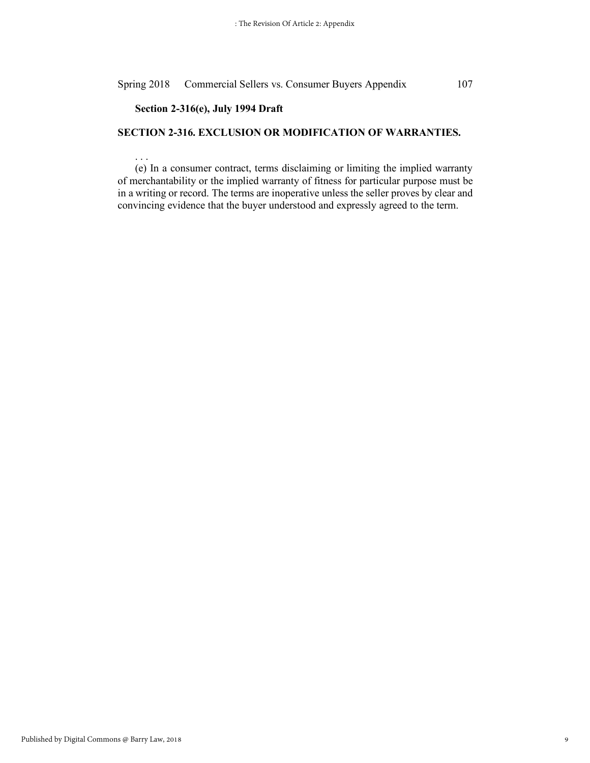**Section 2-316(e), July 1994 Draft**

**SECTION 2-316. EXCLUSION OR MODIFICATION OF WARRANTIES.**

. . .

(e) In a consumer contract, terms disclaiming or limiting the implied warranty of merchantability or the implied warranty of fitness for particular purpose must be in a writing or record. The terms are inoperative unless the seller proves by clear and convincing evidence that the buyer understood and expressly agreed to the term.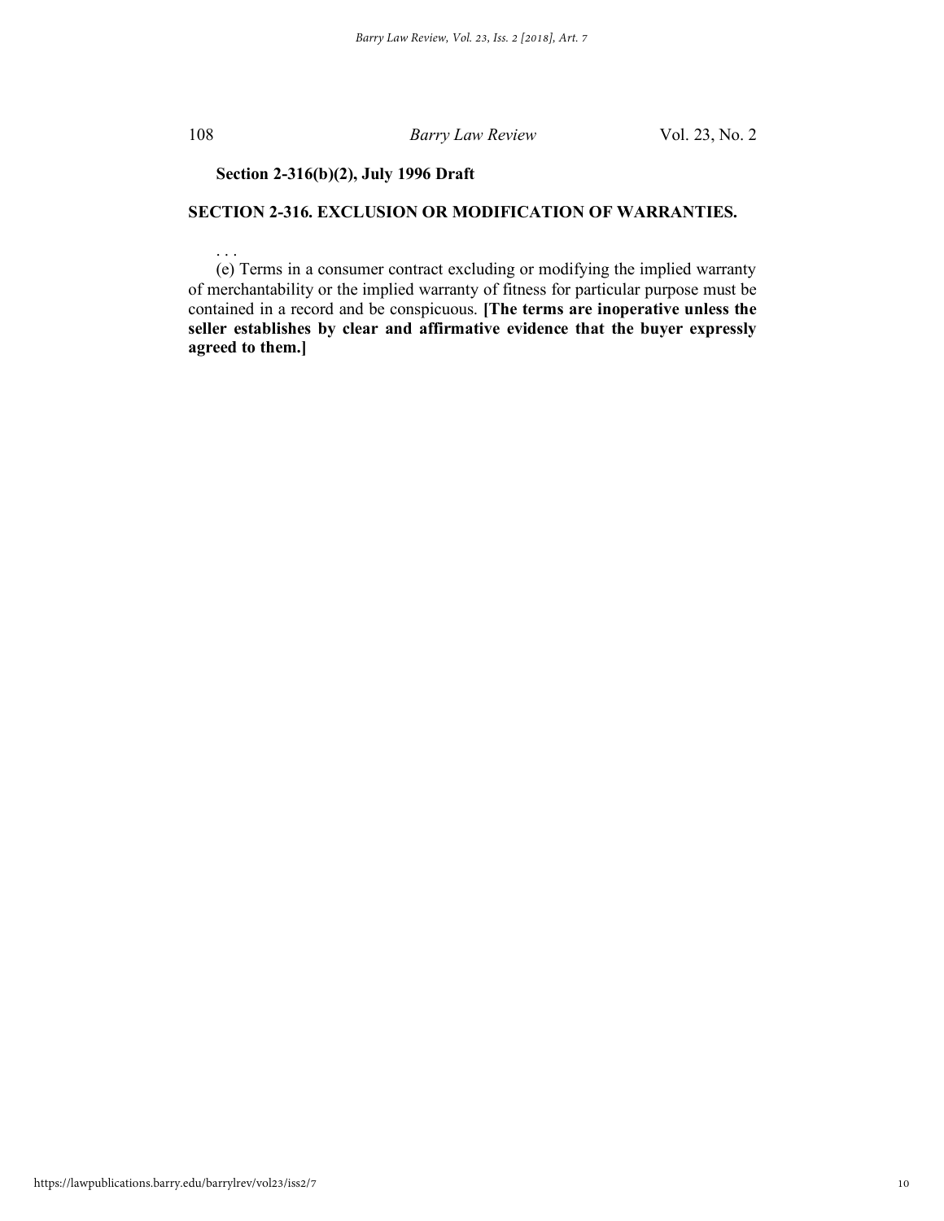**Section 2-316(b)(2), July 1996 Draft**

**SECTION 2-316. EXCLUSION OR MODIFICATION OF WARRANTIES.**

. . .

(e) Terms in a consumer contract excluding or modifying the implied warranty of merchantability or the implied warranty of fitness for particular purpose must be contained in a record and be conspicuous. **[The terms are inoperative unless the seller establishes by clear and affirmative evidence that the buyer expressly agreed to them.]**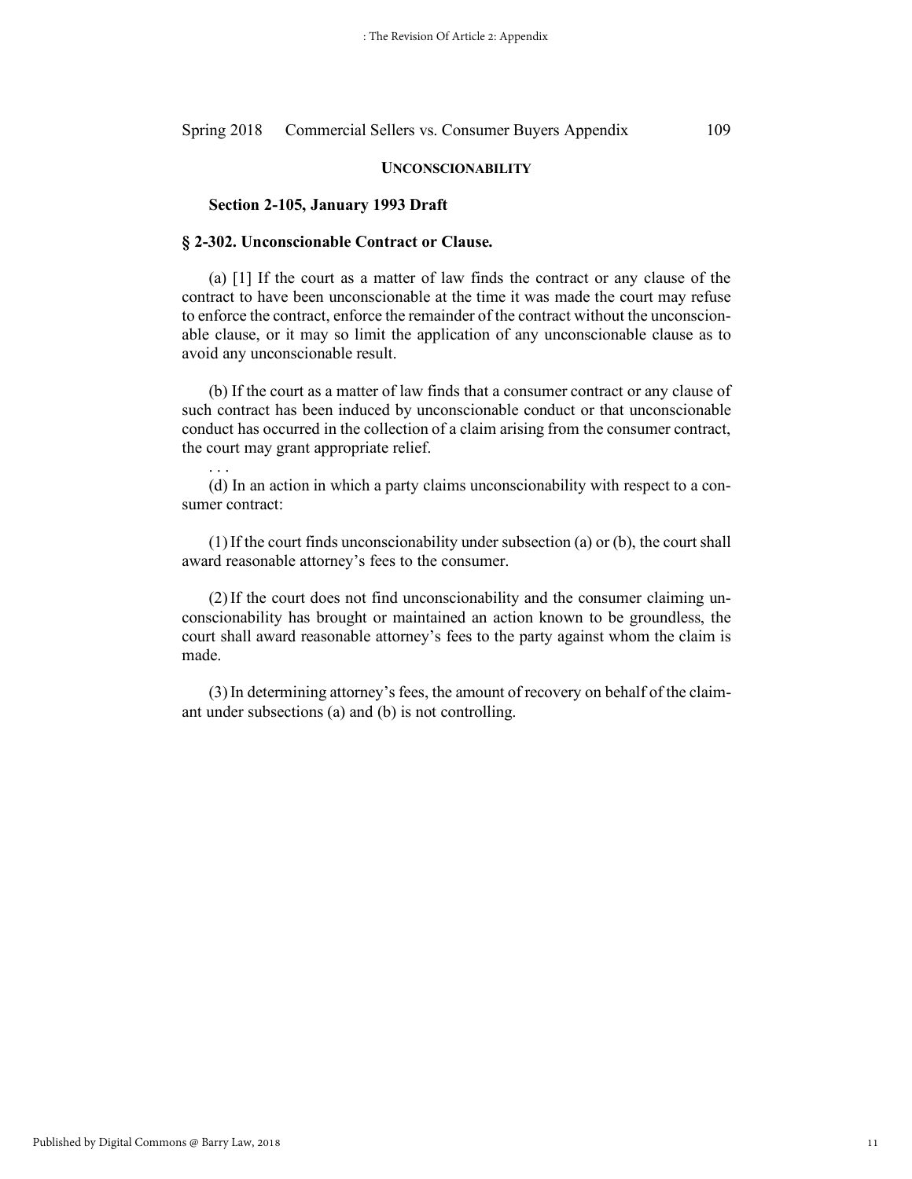## UNCONSCIONABILITY

### Section 2-105, January 1993 Draft

### § 2-302. Unconscionable Contract or Clause.

(a) [1] If the court as a matter of law finds the contract or any clause of the contract to have been unconscionable at the time it was made the court may refuse to enforce the contract, enforce the remainder of the contract without the unconscionable clause, or it may so limit the application of any unconscionable clause as to avoid any unconscionable result.

(b) If the court as a matter of law finds that a consumer contract or any clause of such contract has been induced by unconscionable conduct or that unconscionable conduct has occurred in the collection of a claim arising from the consumer contract, the court may grant appropriate relief.

. . .

(d) In an action in which a party claims unconscionability with respect to a consumer contract:

(1) If the court finds unconscionability under subsection (a) or (b), the court shall award reasonable attorney's fees to the consumer.

(2) If the court does not find unconscionability and the consumer claiming unconscionability has brought or maintained an action known to be groundless, the court shall award reasonable attorney's fees to the party against whom the claim is made.

(3) In determining attorney's fees, the amount of recovery on behalf of the claimant under subsections (a) and (b) is not controlling.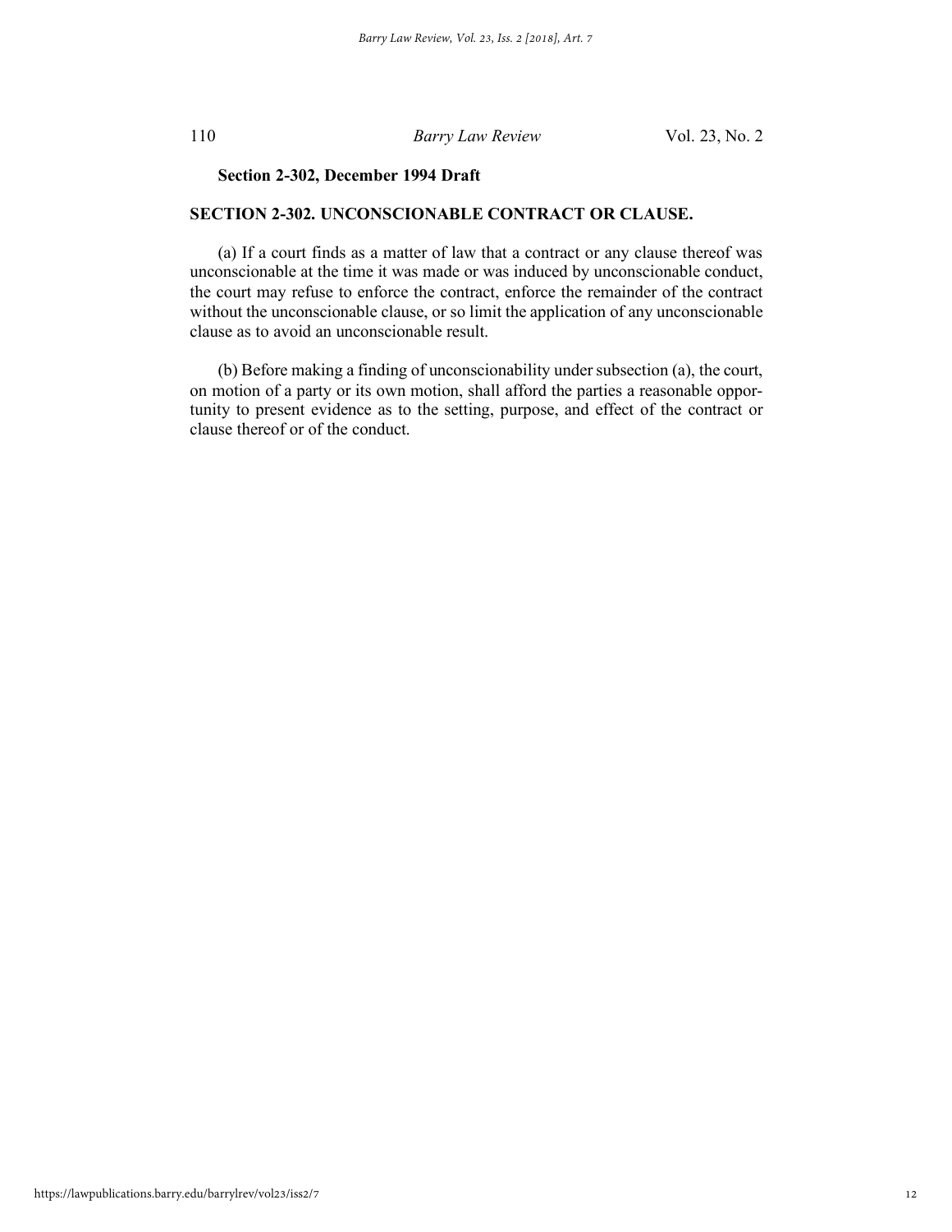**Section 2-302, December 1994 Draft**

**SECTION 2-302. UNCONSCIONABLE CONTRACT OR CLAUSE.**

(a) If a court finds as a matter of law that a contract or any clause thereof was unconscionable at the time it was made or was induced by unconscionable conduct, the court may refuse to enforce the contract, enforce the remainder of the contract without the unconscionable clause, or so limit the application of any unconscionable clause as to avoid an unconscionable result.

(b) Before making a finding of unconscionability under subsection (a), the court, on motion of a party or its own motion, shall afford the parties a reasonable opportunity to present evidence as to the setting, purpose, and effect of the contract or clause thereof or of the conduct.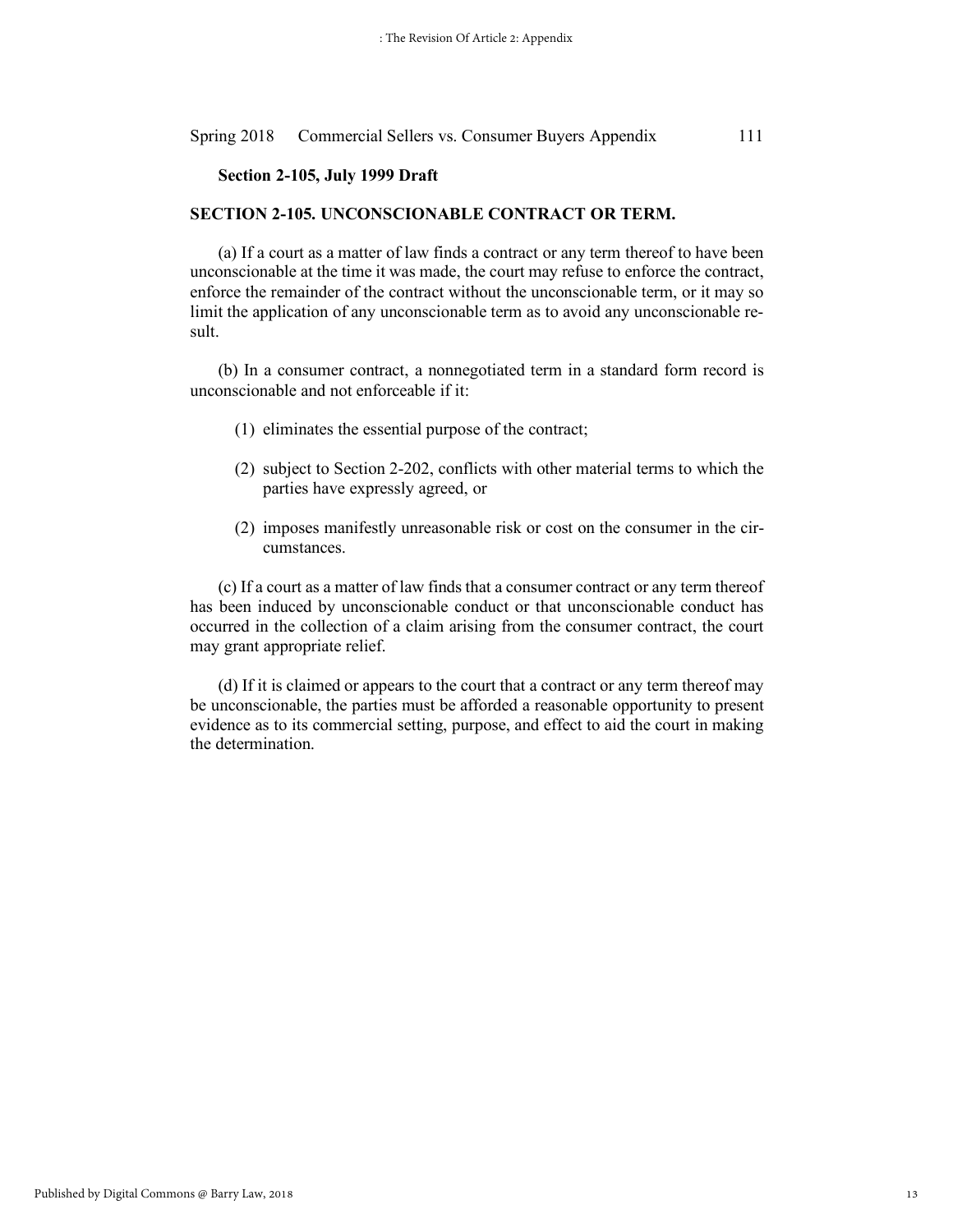**Section 2-105, July 1999 Draft**

**SECTION 2-105. UNCONSCIONABLE CONTRACT OR TERM.**

(a) If a court as a matter of law finds a contract or any term thereof to have been unconscionable at the time it was made, the court may refuse to enforce the contract, enforce the remainder of the contract without the unconscionable term, or it may so limit the application of any unconscionable term as to avoid any unconscionable result.

(b) In a consumer contract, a nonnegotiated term in a standard form record is unconscionable and not enforceable if it:

(1) eliminates the essential purpose of the contract;

(2) subject to Section 2-202, conflicts with other material terms to which the parties have expressly agreed, or

(2) imposes manifestly unreasonable risk or cost on the consumer in the circumstances.

(c) If a court as a matter of law finds that a consumer contract or any term thereof has been induced by unconscionable conduct or that unconscionable conduct has occurred in the collection of a claim arising from the consumer contract, the court may grant appropriate relief.

(d) If it is claimed or appears to the court that a contract or any term thereof may be unconscionable, the parties must be afforded a reasonable opportunity to present evidence as to its commercial setting, purpose, and effect to aid the court in making the determination.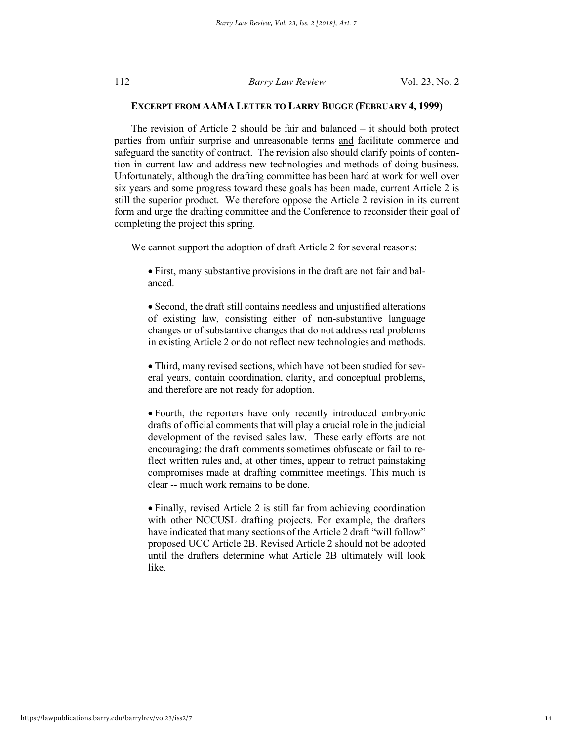**EXCERPT FROM AAMA LETTER TO LARRY BUGGE (FEBRUARY 4, 1999)**

The revision of Article 2 should be fair and balanced – it should both protect parties from unfair surprise and unreasonable terms <u>and</u> facilitate commerce and safeguard the sanctity of contract. The revision also should clarify points of contention in current law and address new technologies and methods of doing business. Unfortunately, although the drafting committee has been hard at work for well over six years and some progress toward these goals has been made, current Article 2 is still the superior product. We therefore oppose the Article 2 revision in its current form and urge the drafting committee and the Conference to reconsider their goal of completing the project this spring.

We cannot support the adoption of draft Article 2 for several reasons:

- First, many substantive provisions in the draft are not fair and balanced.

- Second, the draft still contains needless and unjustified alterations of existing law, consisting either of non-substantive language changes or of substantive changes that do not address real problems in existing Article 2 or do not reflect new technologies and methods.

- Third, many revised sections, which have not been studied for several years, contain coordination, clarity, and conceptual problems, and therefore are not ready for adoption.

- Fourth, the reporters have only recently introduced embryonic drafts of official comments that will play a crucial role in the judicial development of the revised sales law. These early efforts are not encouraging; the draft comments sometimes obfuscate or fail to reflect written rules and, at other times, appear to retract painstaking compromises made at drafting committee meetings. This much is clear -- much work remains to be done.

- Finally, revised Article 2 is still far from achieving coordination with other NCCUSL drafting projects. For example, the drafters have indicated that many sections of the Article 2 draft "will follow" proposed UCC Article 2B. Revised Article 2 should not be adopted until the drafters determine what Article 2B ultimately will look like.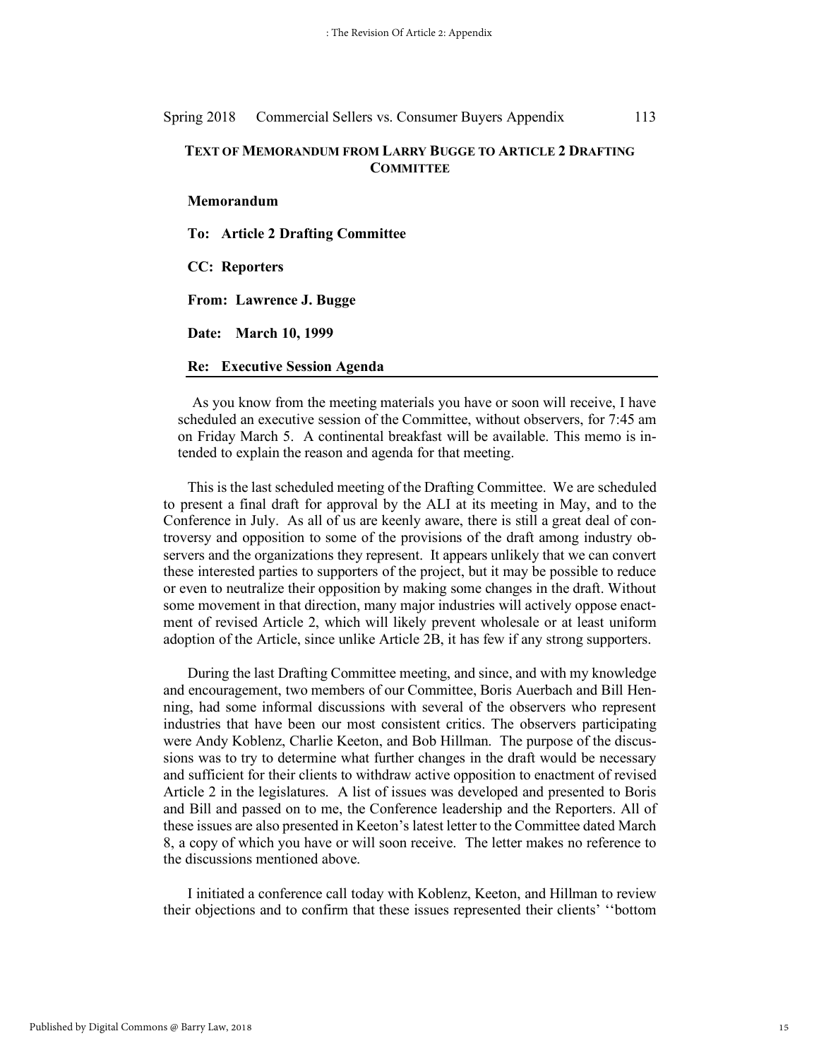## TEXT OF MEMORANDUM FROM LARRY BUGGE TO ARTICLE 2 DRAFTING COMMITTEE

**Memorandum**

**To: Article 2 Drafting Committee**

**CC: Reporters**

**From: Lawrence J. Bugge**

**Date: March 10, 1999**

**Re: Executive Session Agenda**

As you know from the meeting materials you have or soon will receive, I have scheduled an executive session of the Committee, without observers, for 7:45 am on Friday March 5. A continental breakfast will be available. This memo is intended to explain the reason and agenda for that meeting.

This is the last scheduled meeting of the Drafting Committee. We are scheduled to present a final draft for approval by the ALI at its meeting in May, and to the Conference in July. As all of us are keenly aware, there is still a great deal of controversy and opposition to some of the provisions of the draft among industry observers and the organizations they represent. It appears unlikely that we can convert these interested parties to supporters of the project, but it may be possible to reduce or even to neutralize their opposition by making some changes in the draft. Without some movement in that direction, many major industries will actively oppose enactment of revised Article 2, which will likely prevent wholesale or at least uniform adoption of the Article, since unlike Article 2B, it has few if any strong supporters.

During the last Drafting Committee meeting, and since, and with my knowledge and encouragement, two members of our Committee, Boris Auerbach and Bill Henning, had some informal discussions with several of the observers who represent industries that have been our most consistent critics. The observers participating were Andy Koblenz, Charlie Keeton, and Bob Hillman. The purpose of the discussions was to try to determine what further changes in the draft would be necessary and sufficient for their clients to withdraw active opposition to enactment of revised Article 2 in the legislatures. A list of issues was developed and presented to Boris and Bill and passed on to me, the Conference leadership and the Reporters. All of these issues are also presented in Keeton's latest letter to the Committee dated March 8, a copy of which you have or will soon receive. The letter makes no reference to the discussions mentioned above.

I initiated a conference call today with Koblenz, Keeton, and Hillman to review their objections and to confirm that these issues represented their clients' ''bottom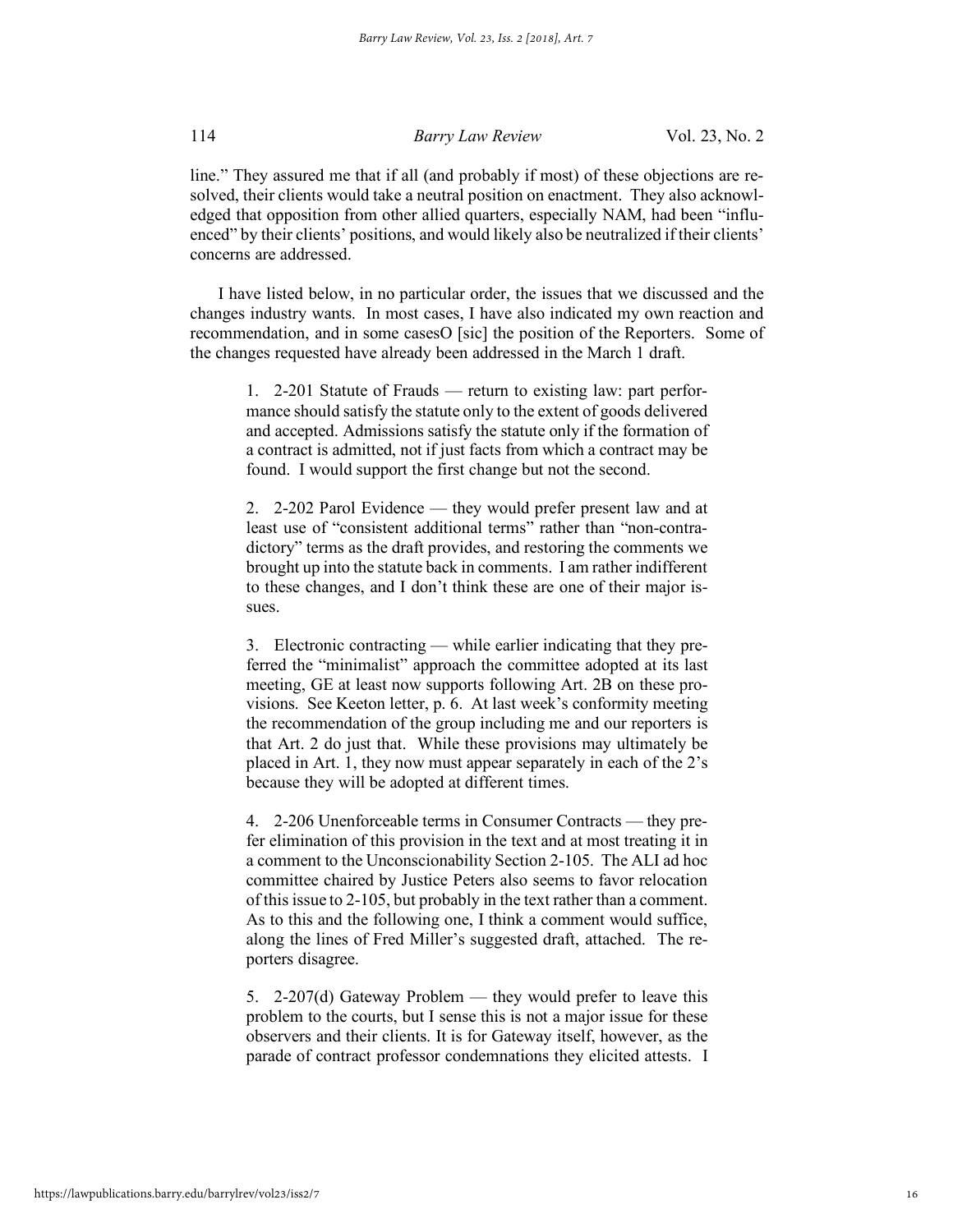line." They assured me that if all (and probably if most) of these objections are resolved, their clients would take a neutral position on enactment. They also acknowledged that opposition from other allied quarters, especially NAM, had been "influenced" by their clients' positions, and would likely also be neutralized if their clients' concerns are addressed.

I have listed below, in no particular order, the issues that we discussed and the changes industry wants. In most cases, I have also indicated my own reaction and recommendation, and in some casesO [sic] the position of the Reporters. Some of the changes requested have already been addressed in the March 1 draft.

> 1. 2-201 Statute of Frauds — return to existing law: part performance should satisfy the statute only to the extent of goods delivered and accepted. Admissions satisfy the statute only if the formation of a contract is admitted, not if just facts from which a contract may be found. I would support the first change but not the second.
>
> 2. 2-202 Parol Evidence — they would prefer present law and at least use of "consistent additional terms" rather than "non-contradictory" terms as the draft provides, and restoring the comments we brought up into the statute back in comments. I am rather indifferent to these changes, and I don't think these are one of their major issues.
>
> 3. Electronic contracting — while earlier indicating that they preferred the "minimalist" approach the committee adopted at its last meeting, GE at least now supports following Art. 2B on these provisions. See Keeton letter, p. 6. At last week's conformity meeting the recommendation of the group including me and our reporters is that Art. 2 do just that. While these provisions may ultimately be placed in Art. 1, they now must appear separately in each of the 2's because they will be adopted at different times.
>
> 4. 2-206 Unenforceable terms in Consumer Contracts — they prefer elimination of this provision in the text and at most treating it in a comment to the Unconscionability Section 2-105. The ALI ad hoc committee chaired by Justice Peters also seems to favor relocation of this issue to 2-105, but probably in the text rather than a comment. As to this and the following one, I think a comment would suffice, along the lines of Fred Miller's suggested draft, attached. The reporters disagree.
>
> 5. 2-207(d) Gateway Problem — they would prefer to leave this problem to the courts, but I sense this is not a major issue for these observers and their clients. It is for Gateway itself, however, as the parade of contract professor condemnations they elicited attests. I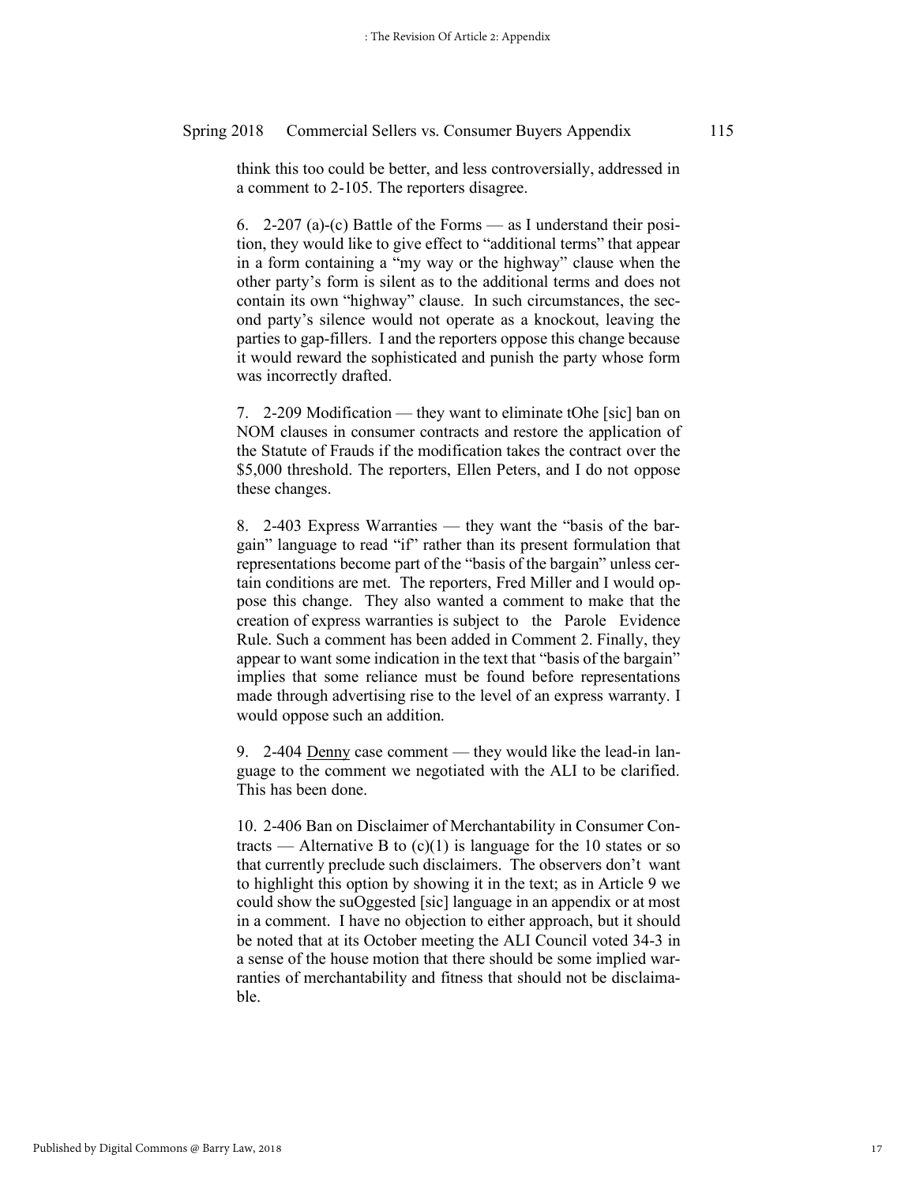think this too could be better, and less controversially, addressed in a comment to 2-105. The reporters disagree.

6. 2-207 (a)-(c) Battle of the Forms — as I understand their position, they would like to give effect to "additional terms" that appear in a form containing a "my way or the highway" clause when the other party's form is silent as to the additional terms and does not contain its own "highway" clause. In such circumstances, the second party's silence would not operate as a knockout, leaving the parties to gap-fillers. I and the reporters oppose this change because it would reward the sophisticated and punish the party whose form was incorrectly drafted.

7. 2-209 Modification — they want to eliminate tOhe [sic] ban on NOM clauses in consumer contracts and restore the application of the Statute of Frauds if the modification takes the contract over the $5,000 threshold. The reporters, Ellen Peters, and I do not oppose these changes.

8. 2-403 Express Warranties — they want the "basis of the bargain" language to read "if" rather than its present formulation that representations become part of the "basis of the bargain" unless certain conditions are met. The reporters, Fred Miller and I would oppose this change. They also wanted a comment to make that the creation of express warranties is subject to the Parole Evidence Rule. Such a comment has been added in Comment 2. Finally, they appear to want some indication in the text that "basis of the bargain" implies that some reliance must be found before representations made through advertising rise to the level of an express warranty. I would oppose such an addition.

9. 2-404 Denny case comment — they would like the lead-in language to the comment we negotiated with the ALI to be clarified. This has been done.

10. 2-406 Ban on Disclaimer of Merchantability in Consumer Contracts — Alternative B to (c)(1) is language for the 10 states or so that currently preclude such disclaimers. The observers don't want to highlight this option by showing it in the text; as in Article 9 we could show the suOggested [sic] language in an appendix or at most in a comment. I have no objection to either approach, but it should be noted that at its October meeting the ALI Council voted 34-3 in a sense of the house motion that there should be some implied warranties of merchantability and fitness that should not be disclaimable.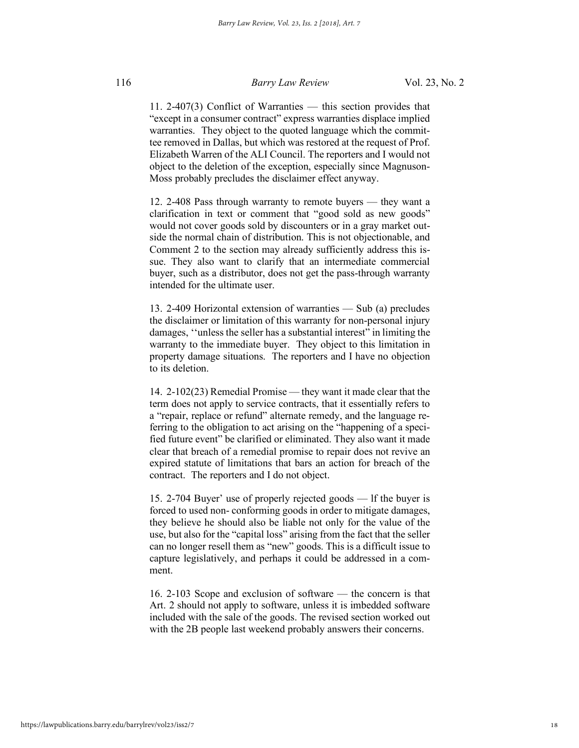11. 2-407(3) Conflict of Warranties — this section provides that "except in a consumer contract" express warranties displace implied warranties. They object to the quoted language which the committee removed in Dallas, but which was restored at the request of Prof. Elizabeth Warren of the ALI Council. The reporters and I would not object to the deletion of the exception, especially since Magnuson-Moss probably precludes the disclaimer effect anyway.

12. 2-408 Pass through warranty to remote buyers — they want a clarification in text or comment that "good sold as new goods" would not cover goods sold by discounters or in a gray market outside the normal chain of distribution. This is not objectionable, and Comment 2 to the section may already sufficiently address this issue. They also want to clarify that an intermediate commercial buyer, such as a distributor, does not get the pass-through warranty intended for the ultimate user.

13. 2-409 Horizontal extension of warranties — Sub (a) precludes the disclaimer or limitation of this warranty for non-personal injury damages, ''unless the seller has a substantial interest" in limiting the warranty to the immediate buyer. They object to this limitation in property damage situations. The reporters and I have no objection to its deletion.

14. 2-102(23) Remedial Promise — they want it made clear that the term does not apply to service contracts, that it essentially refers to a "repair, replace or refund" alternate remedy, and the language referring to the obligation to act arising on the "happening of a specified future event" be clarified or eliminated. They also want it made clear that breach of a remedial promise to repair does not revive an expired statute of limitations that bars an action for breach of the contract. The reporters and I do not object.

15. 2-704 Buyer' use of properly rejected goods — If the buyer is forced to used non- conforming goods in order to mitigate damages, they believe he should also be liable not only for the value of the use, but also for the "capital loss" arising from the fact that the seller can no longer resell them as "new" goods. This is a difficult issue to capture legislatively, and perhaps it could be addressed in a comment.

16. 2-103 Scope and exclusion of software — the concern is that Art. 2 should not apply to software, unless it is imbedded software included with the sale of the goods. The revised section worked out with the 2B people last weekend probably answers their concerns.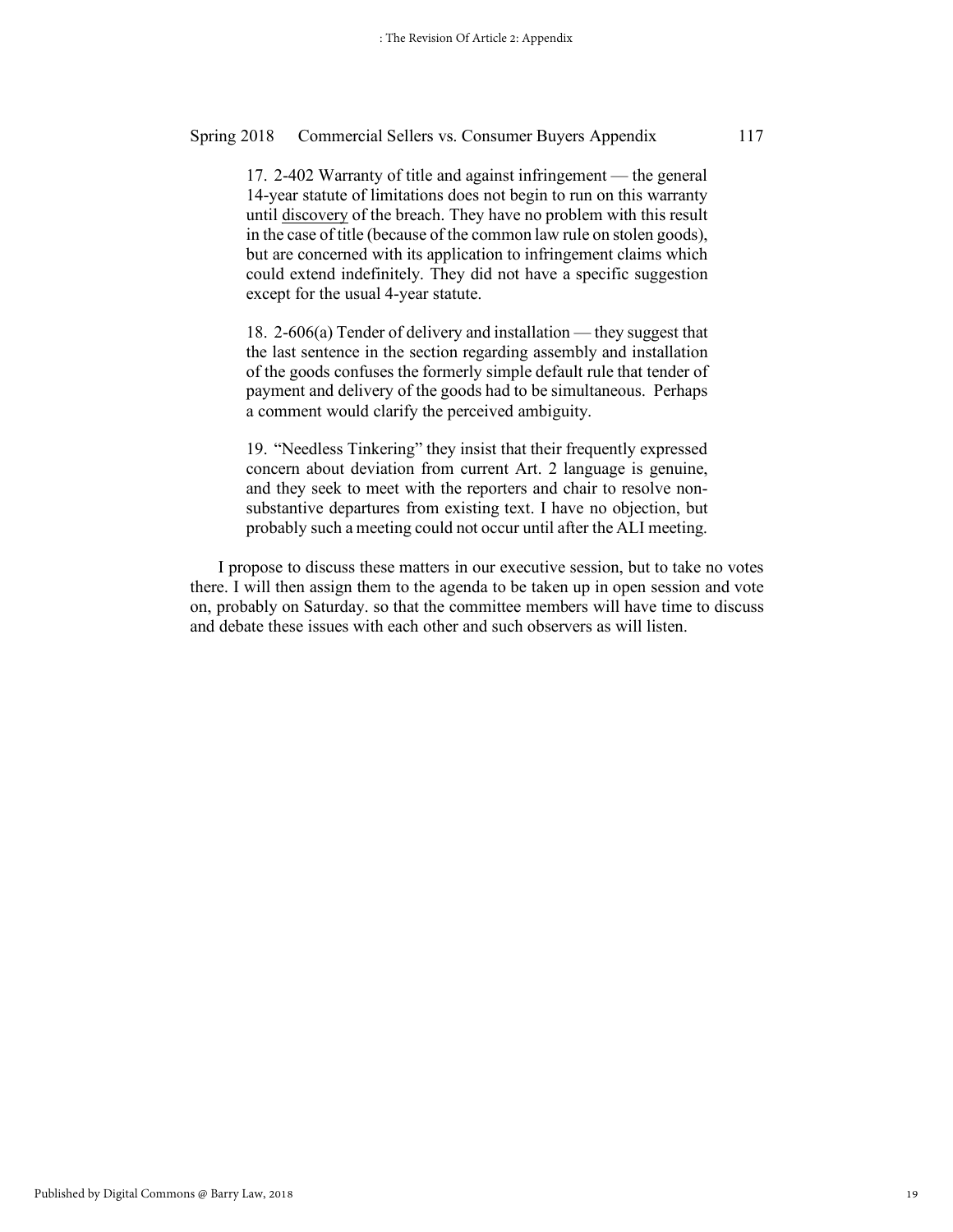17. 2-402 Warranty of title and against infringement — the general 14-year statute of limitations does not begin to run on this warranty until <u>discovery</u> of the breach. They have no problem with this result in the case of title (because of the common law rule on stolen goods), but are concerned with its application to infringement claims which could extend indefinitely. They did not have a specific suggestion except for the usual 4-year statute.

18. 2-606(a) Tender of delivery and installation — they suggest that the last sentence in the section regarding assembly and installation of the goods confuses the formerly simple default rule that tender of payment and delivery of the goods had to be simultaneous. Perhaps a comment would clarify the perceived ambiguity.

19. "Needless Tinkering" they insist that their frequently expressed concern about deviation from current Art. 2 language is genuine, and they seek to meet with the reporters and chair to resolve non-substantive departures from existing text. I have no objection, but probably such a meeting could not occur until after the ALI meeting.

I propose to discuss these matters in our executive session, but to take no votes there. I will then assign them to the agenda to be taken up in open session and vote on, probably on Saturday. so that the committee members will have time to discuss and debate these issues with each other and such observers as will listen.